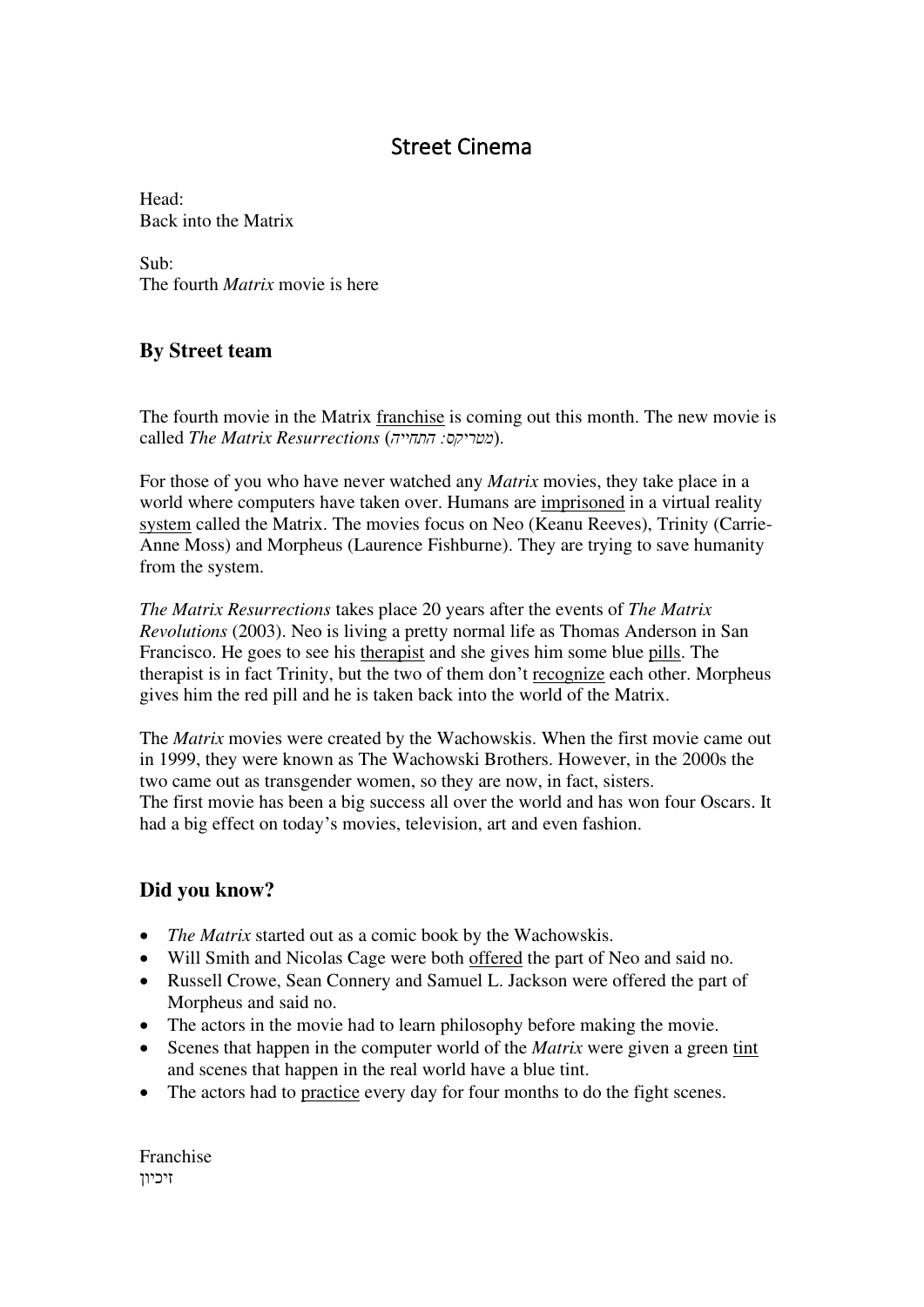# Street Cinema

Head:
Back into the Matrix

Sub:
The fourth *Matrix* movie is here

## By Street team

The fourth movie in the Matrix franchise is coming out this month. The new movie is called *The Matrix Resurrections* (*מטריקס: התחייה*).

For those of you who have never watched any *Matrix* movies, they take place in a world where computers have taken over. Humans are imprisoned in a virtual reality system called the Matrix. The movies focus on Neo (Keanu Reeves), Trinity (Carrie-Anne Moss) and Morpheus (Laurence Fishburne). They are trying to save humanity from the system.

*The Matrix Resurrections* takes place 20 years after the events of *The Matrix Revolutions* (2003). Neo is living a pretty normal life as Thomas Anderson in San Francisco. He goes to see his therapist and she gives him some blue pills. The therapist is in fact Trinity, but the two of them don't recognize each other. Morpheus gives him the red pill and he is taken back into the world of the Matrix.

The *Matrix* movies were created by the Wachowskis. When the first movie came out in 1999, they were known as The Wachowski Brothers. However, in the 2000s the two came out as transgender women, so they are now, in fact, sisters.
The first movie has been a big success all over the world and has won four Oscars. It had a big effect on today's movies, television, art and even fashion.

## Did you know?

- *The Matrix* started out as a comic book by the Wachowskis.
- Will Smith and Nicolas Cage were both offered the part of Neo and said no.
- Russell Crowe, Sean Connery and Samuel L. Jackson were offered the part of Morpheus and said no.
- The actors in the movie had to learn philosophy before making the movie.
- Scenes that happen in the computer world of the *Matrix* were given a green tint and scenes that happen in the real world have a blue tint.
- The actors had to practice every day for four months to do the fight scenes.

Franchise
זיכיון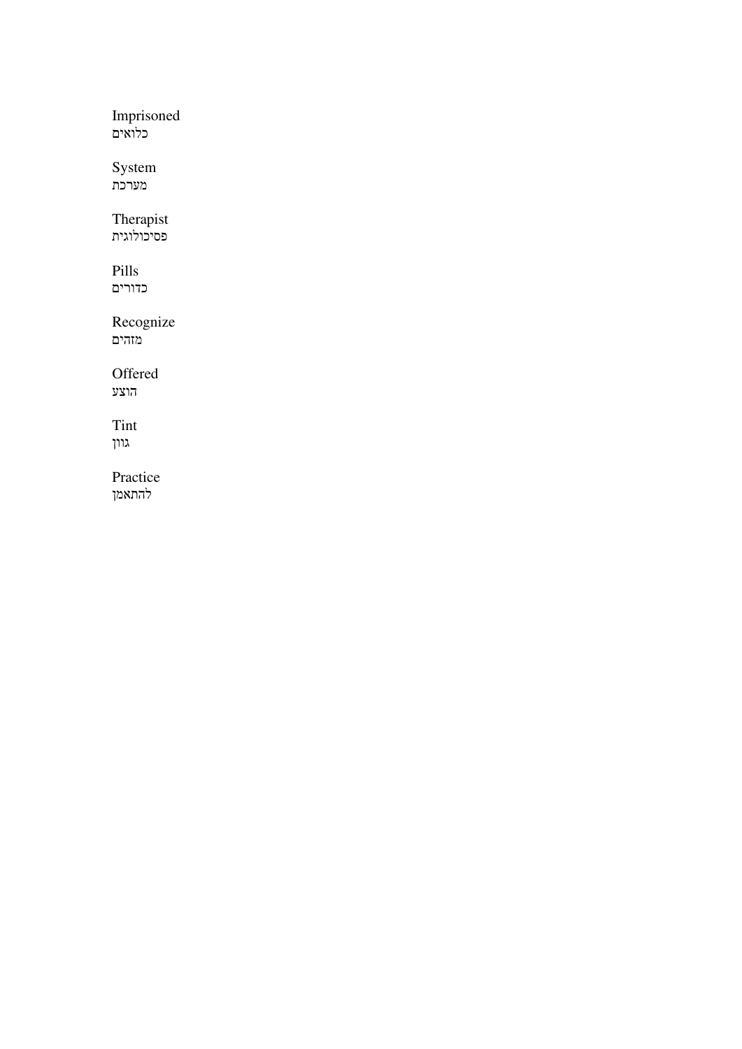Imprisoned
כלואים

System
מערכת

Therapist
פסיכולוגית

Pills
כדורים

Recognize
מזהים

Offered
הוצע

Tint
גוון

Practice
להתאמן